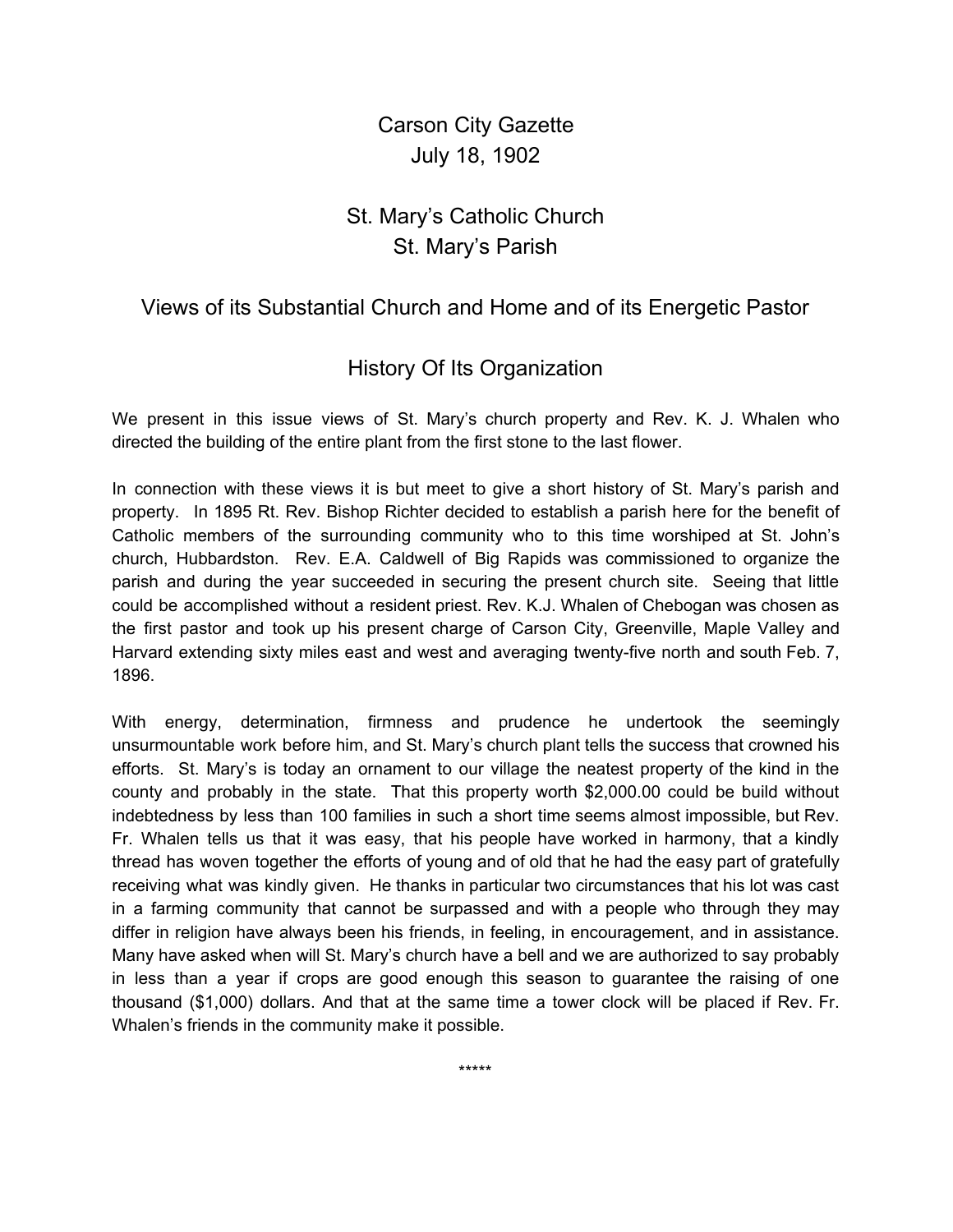# Carson City Gazette
# July 18, 1902

## St. Mary's Catholic Church
## St. Mary's Parish

### Views of its Substantial Church and Home and of its Energetic Pastor

### History Of Its Organization

We present in this issue views of St. Mary's church property and Rev. K. J. Whalen who directed the building of the entire plant from the first stone to the last flower.

In connection with these views it is but meet to give a short history of St. Mary's parish and property. In 1895 Rt. Rev. Bishop Richter decided to establish a parish here for the benefit of Catholic members of the surrounding community who to this time worshiped at St. John's church, Hubbardston. Rev. E.A. Caldwell of Big Rapids was commissioned to organize the parish and during the year succeeded in securing the present church site. Seeing that little could be accomplished without a resident priest. Rev. K.J. Whalen of Chebogan was chosen as the first pastor and took up his present charge of Carson City, Greenville, Maple Valley and Harvard extending sixty miles east and west and averaging twenty-five north and south Feb. 7, 1896.

With energy, determination, firmness and prudence he undertook the seemingly unsurmountable work before him, and St. Mary's church plant tells the success that crowned his efforts. St. Mary's is today an ornament to our village the neatest property of the kind in the county and probably in the state. That this property worth $2,000.00 could be build without indebtedness by less than 100 families in such a short time seems almost impossible, but Rev. Fr. Whalen tells us that it was easy, that his people have worked in harmony, that a kindly thread has woven together the efforts of young and of old that he had the easy part of gratefully receiving what was kindly given. He thanks in particular two circumstances that his lot was cast in a farming community that cannot be surpassed and with a people who through they may differ in religion have always been his friends, in feeling, in encouragement, and in assistance. Many have asked when will St. Mary's church have a bell and we are authorized to say probably in less than a year if crops are good enough this season to guarantee the raising of one thousand ($1,000) dollars. And that at the same time a tower clock will be placed if Rev. Fr. Whalen's friends in the community make it possible.

*****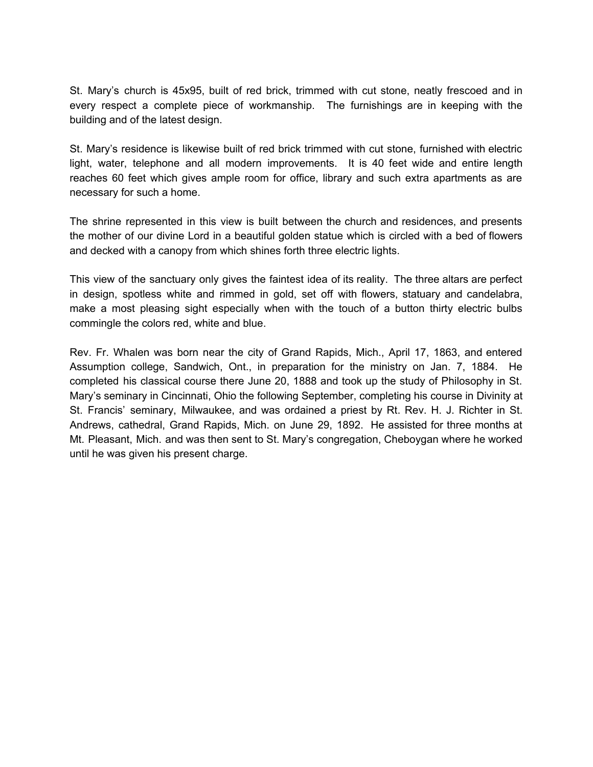St. Mary's church is 45x95, built of red brick, trimmed with cut stone, neatly frescoed and in every respect a complete piece of workmanship. The furnishings are in keeping with the building and of the latest design.

St. Mary's residence is likewise built of red brick trimmed with cut stone, furnished with electric light, water, telephone and all modern improvements. It is 40 feet wide and entire length reaches 60 feet which gives ample room for office, library and such extra apartments as are necessary for such a home.

The shrine represented in this view is built between the church and residences, and presents the mother of our divine Lord in a beautiful golden statue which is circled with a bed of flowers and decked with a canopy from which shines forth three electric lights.

This view of the sanctuary only gives the faintest idea of its reality. The three altars are perfect in design, spotless white and rimmed in gold, set off with flowers, statuary and candelabra, make a most pleasing sight especially when with the touch of a button thirty electric bulbs commingle the colors red, white and blue.

Rev. Fr. Whalen was born near the city of Grand Rapids, Mich., April 17, 1863, and entered Assumption college, Sandwich, Ont., in preparation for the ministry on Jan. 7, 1884. He completed his classical course there June 20, 1888 and took up the study of Philosophy in St. Mary's seminary in Cincinnati, Ohio the following September, completing his course in Divinity at St. Francis' seminary, Milwaukee, and was ordained a priest by Rt. Rev. H. J. Richter in St. Andrews, cathedral, Grand Rapids, Mich. on June 29, 1892. He assisted for three months at Mt. Pleasant, Mich. and was then sent to St. Mary's congregation, Cheboygan where he worked until he was given his present charge.